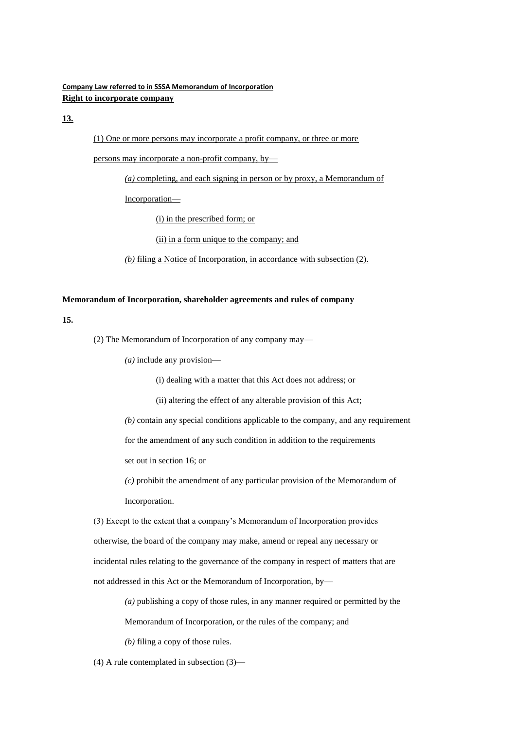**Company Law referred to in SSSA Memorandum of Incorporation**

**Right to incorporate company**

**13.**

(1) One or more persons may incorporate a profit company, or three or more persons may incorporate a non-profit company, by—

*(a)* completing, and each signing in person or by proxy, a Memorandum of Incorporation—

(i) in the prescribed form; or

(ii) in a form unique to the company; and

*(b)* filing a Notice of Incorporation, in accordance with subsection (2).

**Memorandum of Incorporation, shareholder agreements and rules of company**

**15.**

(2) The Memorandum of Incorporation of any company may—

*(a)* include any provision—

(i) dealing with a matter that this Act does not address; or

(ii) altering the effect of any alterable provision of this Act;

*(b)* contain any special conditions applicable to the company, and any requirement for the amendment of any such condition in addition to the requirements set out in section 16; or

*(c)* prohibit the amendment of any particular provision of the Memorandum of Incorporation.

(3) Except to the extent that a company's Memorandum of Incorporation provides otherwise, the board of the company may make, amend or repeal any necessary or incidental rules relating to the governance of the company in respect of matters that are not addressed in this Act or the Memorandum of Incorporation, by—

*(a)* publishing a copy of those rules, in any manner required or permitted by the Memorandum of Incorporation, or the rules of the company; and

*(b)* filing a copy of those rules.

(4) A rule contemplated in subsection (3)—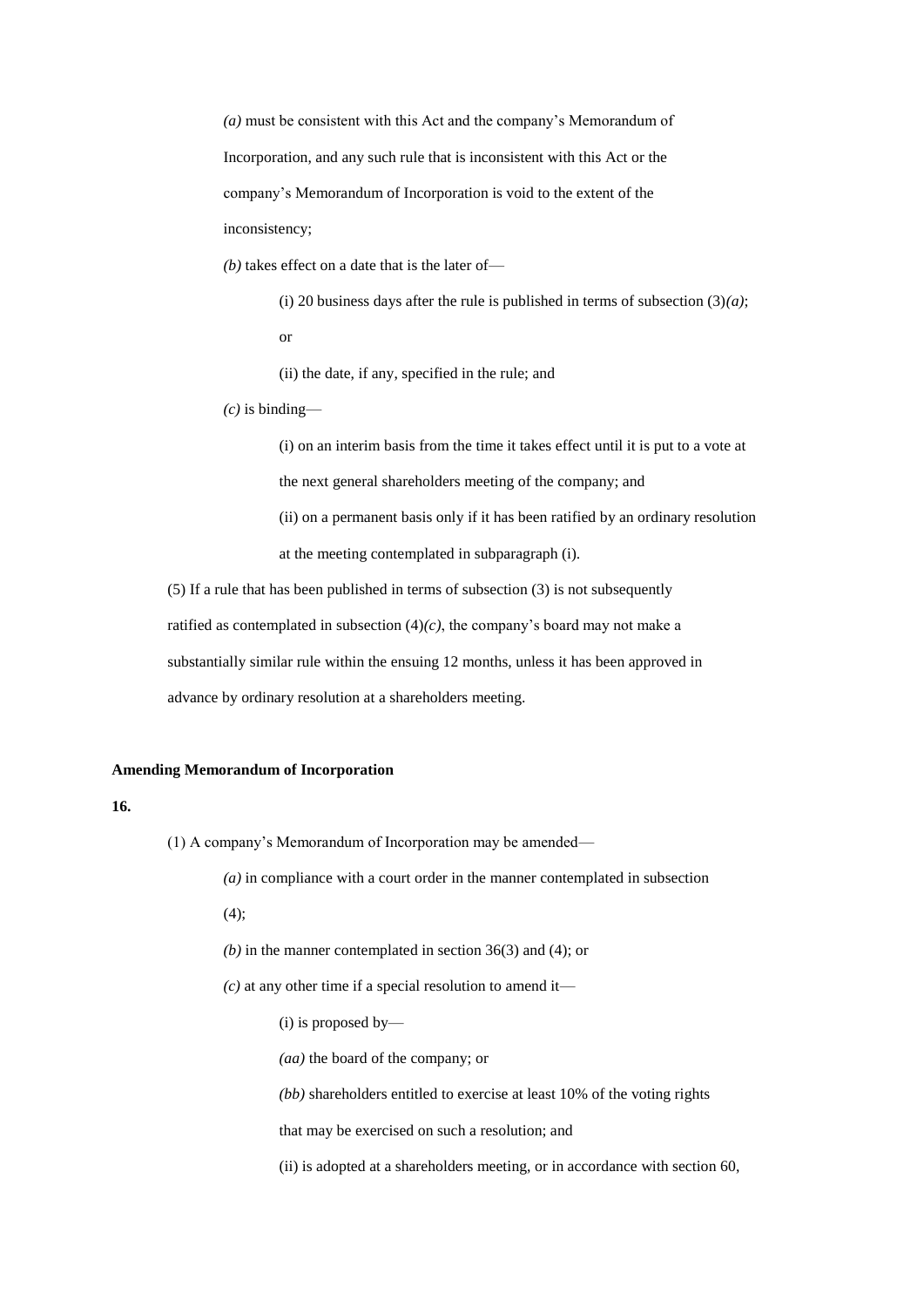*(a)* must be consistent with this Act and the company's Memorandum of Incorporation, and any such rule that is inconsistent with this Act or the company's Memorandum of Incorporation is void to the extent of the inconsistency;

*(b)* takes effect on a date that is the later of—

(i) 20 business days after the rule is published in terms of subsection (3)*(a)*; or

(ii) the date, if any, specified in the rule; and

*(c)* is binding—

(i) on an interim basis from the time it takes effect until it is put to a vote at the next general shareholders meeting of the company; and

(ii) on a permanent basis only if it has been ratified by an ordinary resolution at the meeting contemplated in subparagraph (i).

(5) If a rule that has been published in terms of subsection (3) is not subsequently ratified as contemplated in subsection (4)*(c)*, the company's board may not make a substantially similar rule within the ensuing 12 months, unless it has been approved in advance by ordinary resolution at a shareholders meeting.

**Amending Memorandum of Incorporation**

**16.**

(1) A company's Memorandum of Incorporation may be amended—

*(a)* in compliance with a court order in the manner contemplated in subsection (4);

*(b)* in the manner contemplated in section 36(3) and (4); or

*(c)* at any other time if a special resolution to amend it—

(i) is proposed by—

*(aa)* the board of the company; or

*(bb)* shareholders entitled to exercise at least 10% of the voting rights that may be exercised on such a resolution; and

(ii) is adopted at a shareholders meeting, or in accordance with section 60,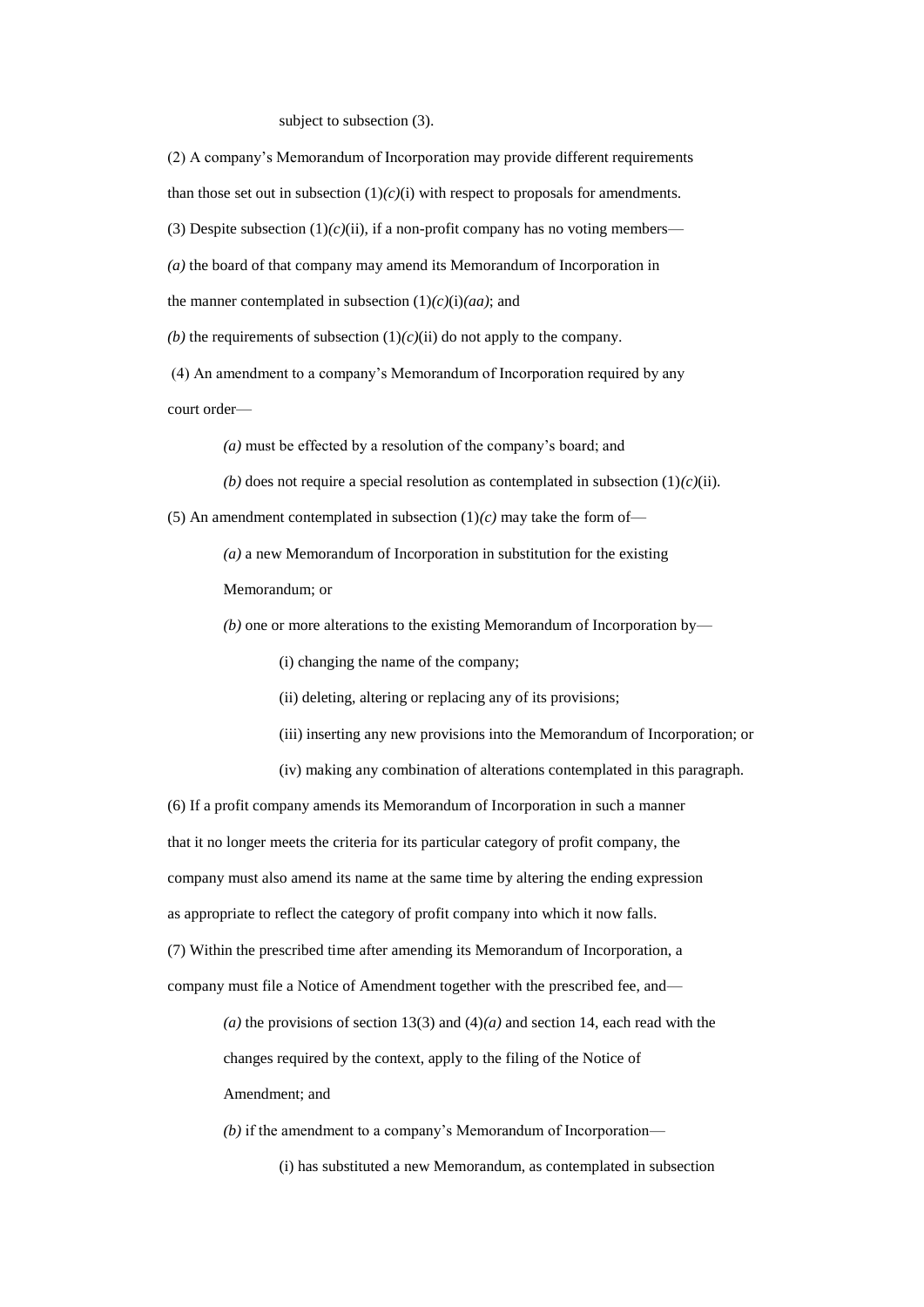subject to subsection (3).

(2) A company's Memorandum of Incorporation may provide different requirements than those set out in subsection (1)*(c)*(i) with respect to proposals for amendments.

(3) Despite subsection (1)*(c)*(ii), if a non-profit company has no voting members—

*(a)* the board of that company may amend its Memorandum of Incorporation in the manner contemplated in subsection (1)*(c)*(i)*(aa)*; and

*(b)* the requirements of subsection (1)*(c)*(ii) do not apply to the company.

(4) An amendment to a company's Memorandum of Incorporation required by any court order—

> *(a)* must be effected by a resolution of the company's board; and
>
> *(b)* does not require a special resolution as contemplated in subsection (1)*(c)*(ii).

(5) An amendment contemplated in subsection (1)*(c)* may take the form of—

> *(a)* a new Memorandum of Incorporation in substitution for the existing Memorandum; or
>
> *(b)* one or more alterations to the existing Memorandum of Incorporation by—
>
> > (i) changing the name of the company;
> >
> > (ii) deleting, altering or replacing any of its provisions;
> >
> > (iii) inserting any new provisions into the Memorandum of Incorporation; or
> >
> > (iv) making any combination of alterations contemplated in this paragraph.

(6) If a profit company amends its Memorandum of Incorporation in such a manner that it no longer meets the criteria for its particular category of profit company, the company must also amend its name at the same time by altering the ending expression as appropriate to reflect the category of profit company into which it now falls.

(7) Within the prescribed time after amending its Memorandum of Incorporation, a company must file a Notice of Amendment together with the prescribed fee, and—

> *(a)* the provisions of section 13(3) and (4)*(a)* and section 14, each read with the changes required by the context, apply to the filing of the Notice of Amendment; and
>
> *(b)* if the amendment to a company's Memorandum of Incorporation—
>
> > (i) has substituted a new Memorandum, as contemplated in subsection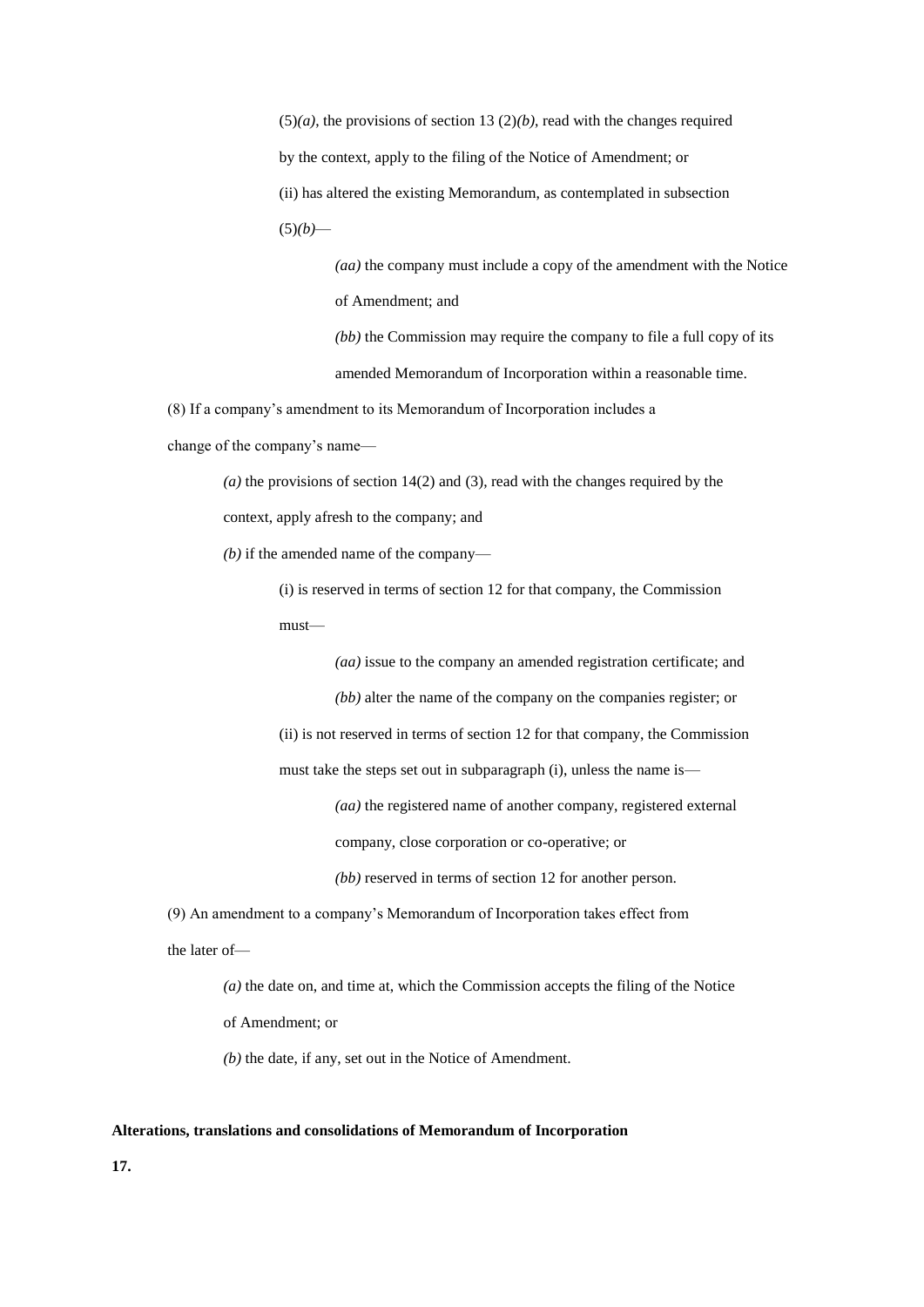(5)*(a)*, the provisions of section 13 (2)*(b)*, read with the changes required by the context, apply to the filing of the Notice of Amendment; or

(ii) has altered the existing Memorandum, as contemplated in subsection (5)*(b)*—

*(aa)* the company must include a copy of the amendment with the Notice of Amendment; and

*(bb)* the Commission may require the company to file a full copy of its amended Memorandum of Incorporation within a reasonable time.

(8) If a company's amendment to its Memorandum of Incorporation includes a change of the company's name—

*(a)* the provisions of section 14(2) and (3), read with the changes required by the context, apply afresh to the company; and

*(b)* if the amended name of the company—

(i) is reserved in terms of section 12 for that company, the Commission must—

*(aa)* issue to the company an amended registration certificate; and

*(bb)* alter the name of the company on the companies register; or

(ii) is not reserved in terms of section 12 for that company, the Commission must take the steps set out in subparagraph (i), unless the name is—

*(aa)* the registered name of another company, registered external company, close corporation or co-operative; or

*(bb)* reserved in terms of section 12 for another person.

(9) An amendment to a company's Memorandum of Incorporation takes effect from the later of—

*(a)* the date on, and time at, which the Commission accepts the filing of the Notice of Amendment; or

*(b)* the date, if any, set out in the Notice of Amendment.

**Alterations, translations and consolidations of Memorandum of Incorporation**

**17.**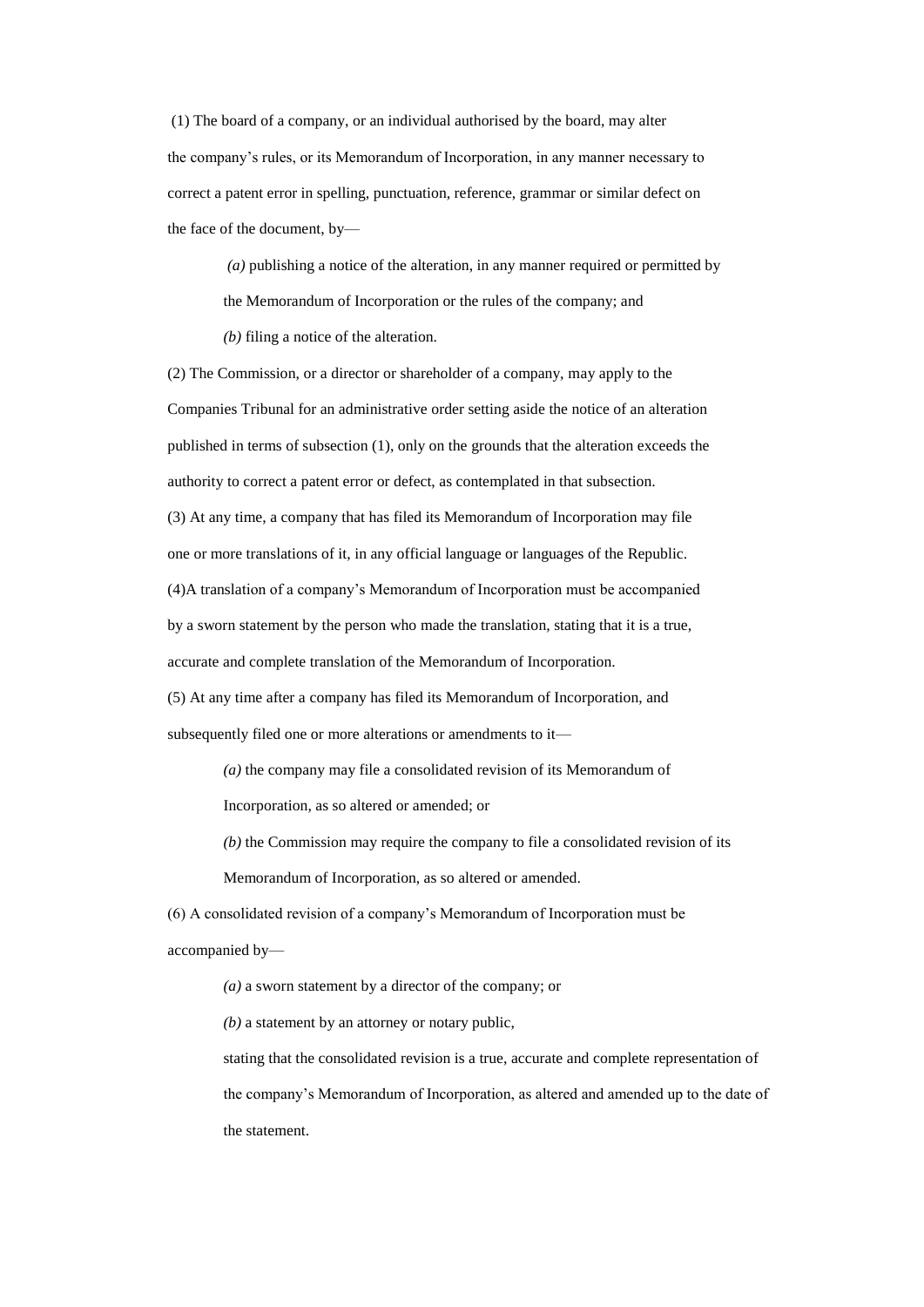(1) The board of a company, or an individual authorised by the board, may alter the company's rules, or its Memorandum of Incorporation, in any manner necessary to correct a patent error in spelling, punctuation, reference, grammar or similar defect on the face of the document, by—

*(a)* publishing a notice of the alteration, in any manner required or permitted by the Memorandum of Incorporation or the rules of the company; and

*(b)* filing a notice of the alteration.

(2) The Commission, or a director or shareholder of a company, may apply to the Companies Tribunal for an administrative order setting aside the notice of an alteration published in terms of subsection (1), only on the grounds that the alteration exceeds the authority to correct a patent error or defect, as contemplated in that subsection.

(3) At any time, a company that has filed its Memorandum of Incorporation may file one or more translations of it, in any official language or languages of the Republic.

(4)A translation of a company's Memorandum of Incorporation must be accompanied by a sworn statement by the person who made the translation, stating that it is a true, accurate and complete translation of the Memorandum of Incorporation.

(5) At any time after a company has filed its Memorandum of Incorporation, and subsequently filed one or more alterations or amendments to it—

*(a)* the company may file a consolidated revision of its Memorandum of Incorporation, as so altered or amended; or

*(b)* the Commission may require the company to file a consolidated revision of its Memorandum of Incorporation, as so altered or amended.

(6) A consolidated revision of a company's Memorandum of Incorporation must be accompanied by—

*(a)* a sworn statement by a director of the company; or

*(b)* a statement by an attorney or notary public,

stating that the consolidated revision is a true, accurate and complete representation of the company's Memorandum of Incorporation, as altered and amended up to the date of the statement.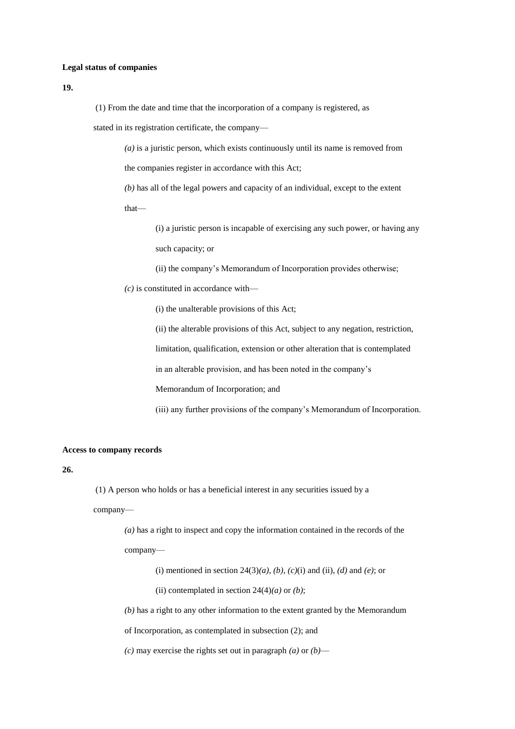**Legal status of companies**

**19.**

(1) From the date and time that the incorporation of a company is registered, as stated in its registration certificate, the company—

*(a)* is a juristic person, which exists continuously until its name is removed from the companies register in accordance with this Act;

*(b)* has all of the legal powers and capacity of an individual, except to the extent that—

(i) a juristic person is incapable of exercising any such power, or having any such capacity; or

(ii) the company's Memorandum of Incorporation provides otherwise;

*(c)* is constituted in accordance with—

(i) the unalterable provisions of this Act;

(ii) the alterable provisions of this Act, subject to any negation, restriction, limitation, qualification, extension or other alteration that is contemplated in an alterable provision, and has been noted in the company's Memorandum of Incorporation; and

(iii) any further provisions of the company's Memorandum of Incorporation.

**Access to company records**

**26.**

(1) A person who holds or has a beneficial interest in any securities issued by a company—

*(a)* has a right to inspect and copy the information contained in the records of the company—

(i) mentioned in section 24(3)*(a)*, *(b)*, *(c)*(i) and (ii), *(d)* and *(e)*; or

(ii) contemplated in section 24(4)*(a)* or *(b)*;

*(b)* has a right to any other information to the extent granted by the Memorandum of Incorporation, as contemplated in subsection (2); and

*(c)* may exercise the rights set out in paragraph *(a)* or *(b)*—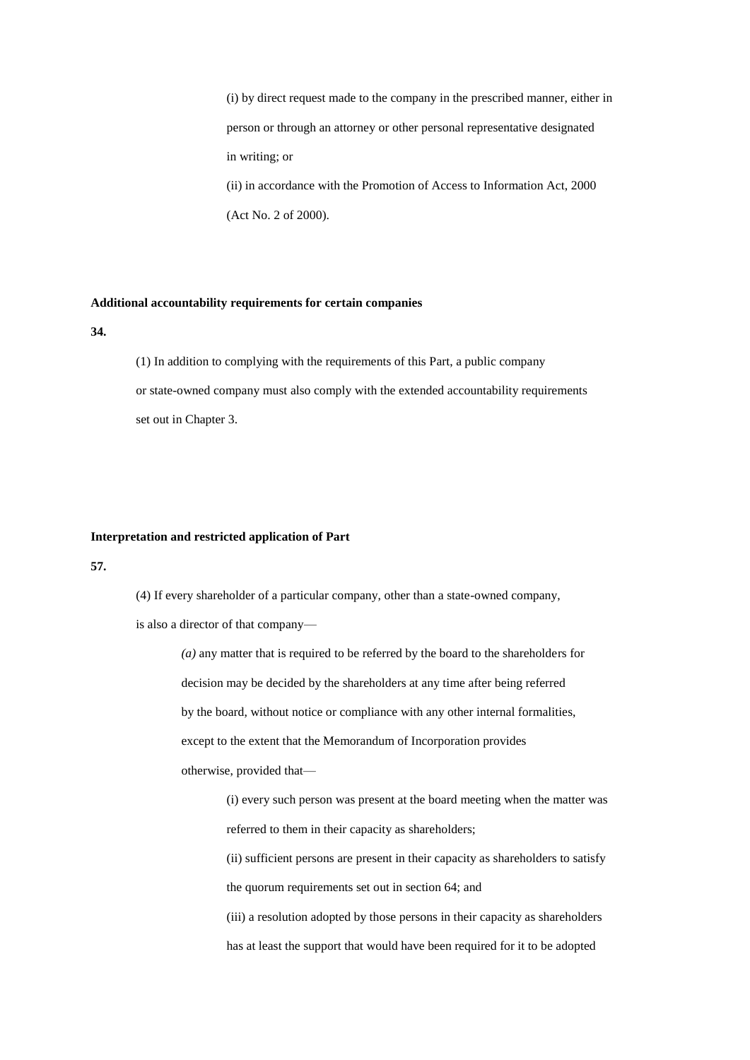(i) by direct request made to the company in the prescribed manner, either in person or through an attorney or other personal representative designated in writing; or

(ii) in accordance with the Promotion of Access to Information Act, 2000 (Act No. 2 of 2000).

**Additional accountability requirements for certain companies**

**34.**

(1) In addition to complying with the requirements of this Part, a public company or state-owned company must also comply with the extended accountability requirements set out in Chapter 3.

**Interpretation and restricted application of Part**

**57.**

(4) If every shareholder of a particular company, other than a state-owned company, is also a director of that company—

*(a)* any matter that is required to be referred by the board to the shareholders for decision may be decided by the shareholders at any time after being referred by the board, without notice or compliance with any other internal formalities, except to the extent that the Memorandum of Incorporation provides otherwise, provided that—

(i) every such person was present at the board meeting when the matter was referred to them in their capacity as shareholders;

(ii) sufficient persons are present in their capacity as shareholders to satisfy the quorum requirements set out in section 64; and

(iii) a resolution adopted by those persons in their capacity as shareholders has at least the support that would have been required for it to be adopted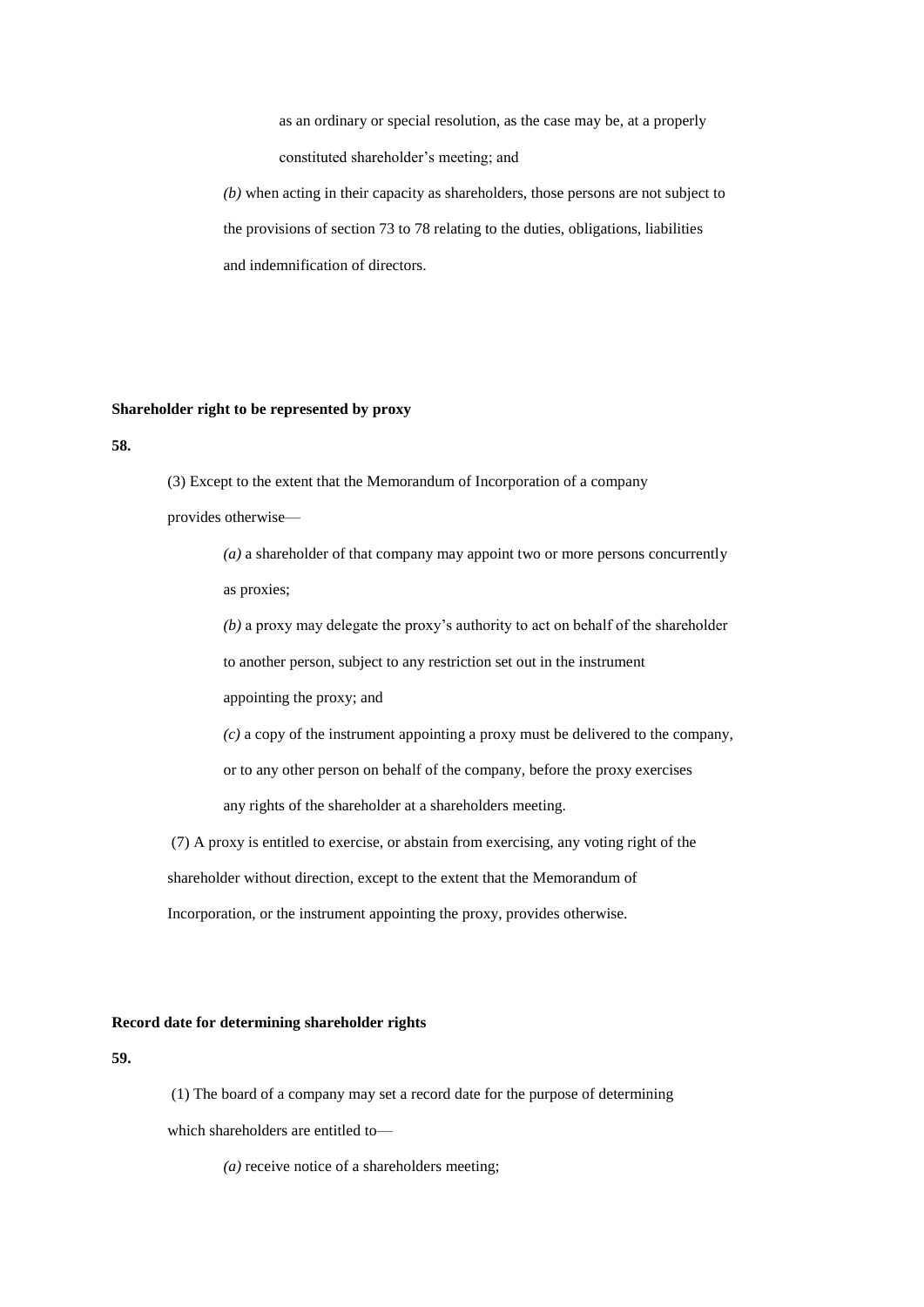as an ordinary or special resolution, as the case may be, at a properly constituted shareholder's meeting; and

*(b)* when acting in their capacity as shareholders, those persons are not subject to the provisions of section 73 to 78 relating to the duties, obligations, liabilities and indemnification of directors.

**Shareholder right to be represented by proxy**

**58.**

(3) Except to the extent that the Memorandum of Incorporation of a company provides otherwise—

*(a)* a shareholder of that company may appoint two or more persons concurrently as proxies;

*(b)* a proxy may delegate the proxy's authority to act on behalf of the shareholder to another person, subject to any restriction set out in the instrument appointing the proxy; and

*(c)* a copy of the instrument appointing a proxy must be delivered to the company, or to any other person on behalf of the company, before the proxy exercises any rights of the shareholder at a shareholders meeting.

(7) A proxy is entitled to exercise, or abstain from exercising, any voting right of the shareholder without direction, except to the extent that the Memorandum of Incorporation, or the instrument appointing the proxy, provides otherwise.

**Record date for determining shareholder rights**

**59.**

(1) The board of a company may set a record date for the purpose of determining which shareholders are entitled to—

*(a)* receive notice of a shareholders meeting;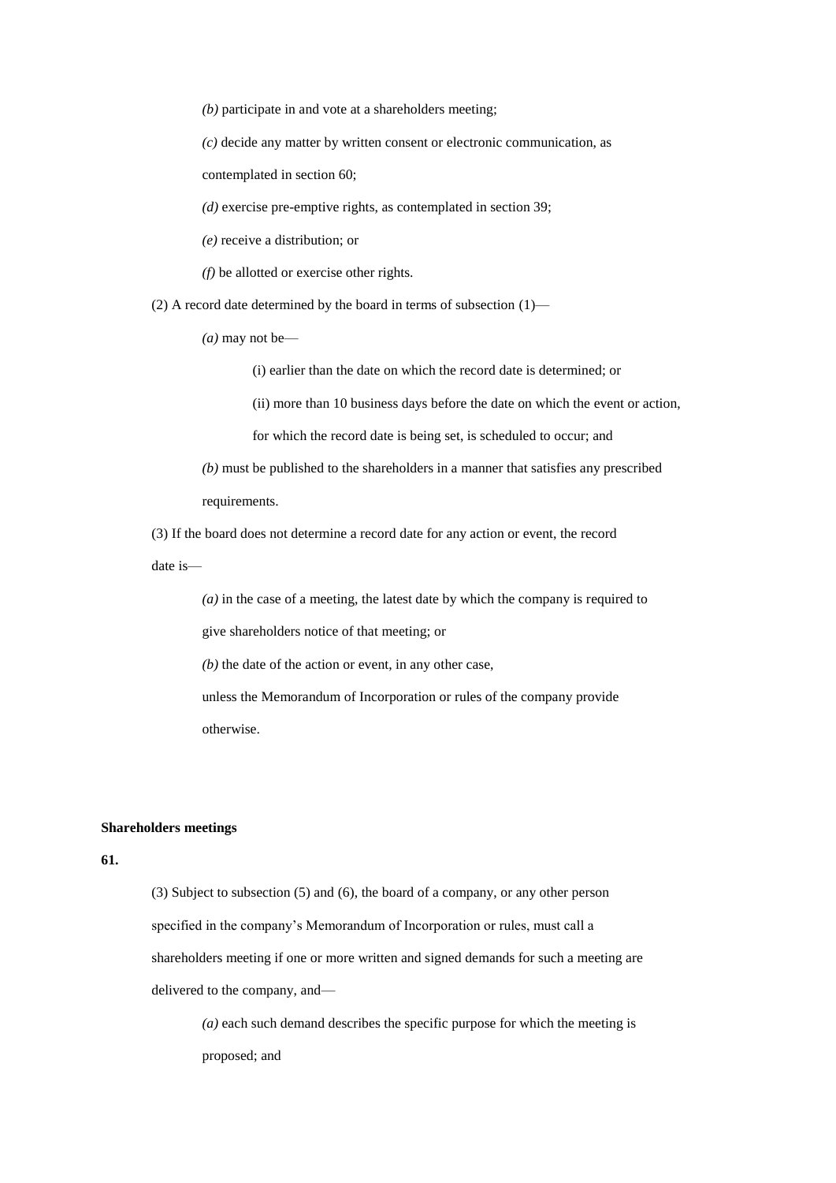*(b)* participate in and vote at a shareholders meeting;

*(c)* decide any matter by written consent or electronic communication, as contemplated in section 60;

*(d)* exercise pre-emptive rights, as contemplated in section 39;

*(e)* receive a distribution; or

*(f)* be allotted or exercise other rights.

(2) A record date determined by the board in terms of subsection (1)—

*(a)* may not be—

(i) earlier than the date on which the record date is determined; or

(ii) more than 10 business days before the date on which the event or action, for which the record date is being set, is scheduled to occur; and

*(b)* must be published to the shareholders in a manner that satisfies any prescribed requirements.

(3) If the board does not determine a record date for any action or event, the record date is—

*(a)* in the case of a meeting, the latest date by which the company is required to give shareholders notice of that meeting; or

*(b)* the date of the action or event, in any other case,

unless the Memorandum of Incorporation or rules of the company provide otherwise.

**Shareholders meetings**

**61.**

(3) Subject to subsection (5) and (6), the board of a company, or any other person specified in the company's Memorandum of Incorporation or rules, must call a shareholders meeting if one or more written and signed demands for such a meeting are delivered to the company, and—

*(a)* each such demand describes the specific purpose for which the meeting is proposed; and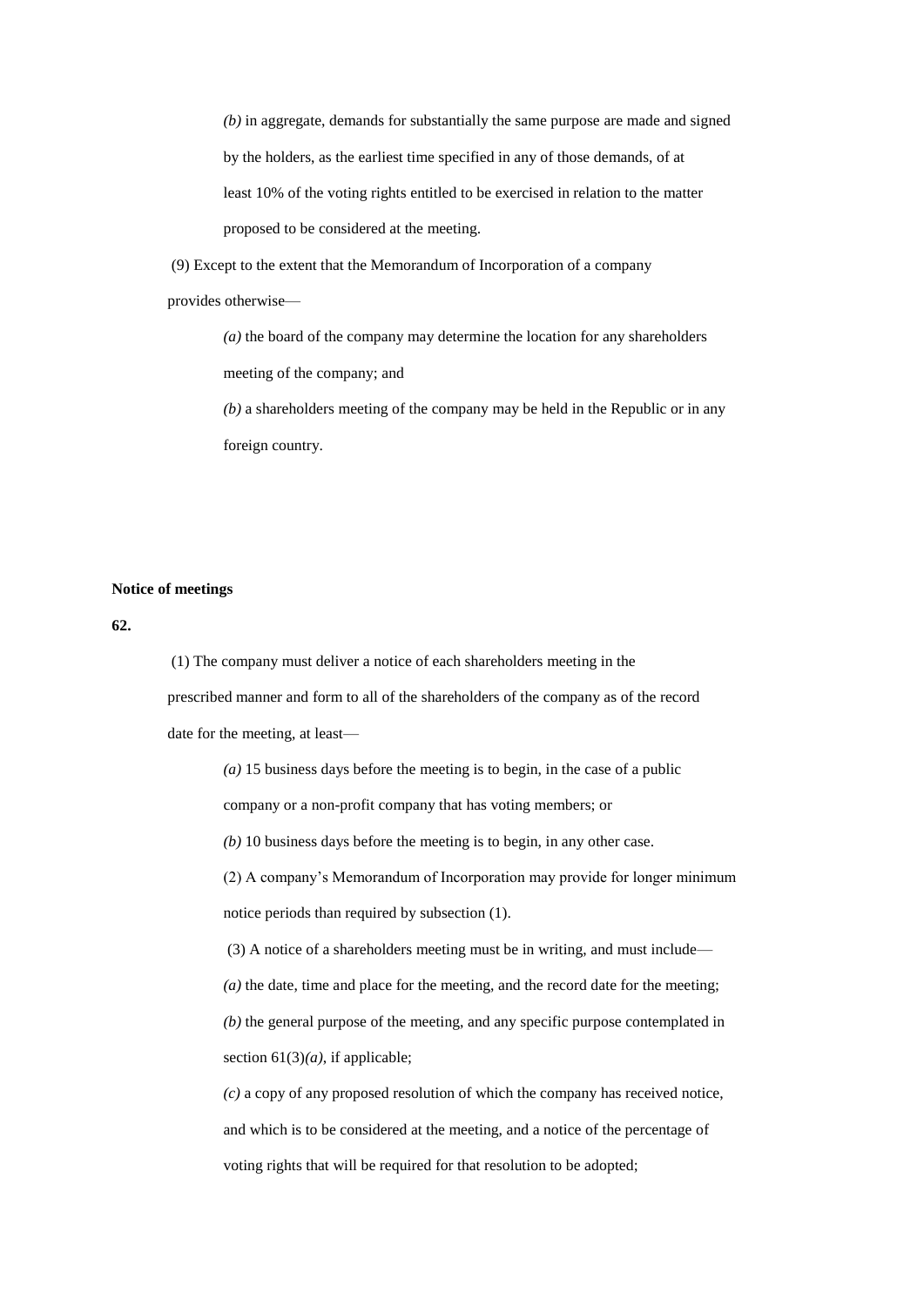*(b)* in aggregate, demands for substantially the same purpose are made and signed by the holders, as the earliest time specified in any of those demands, of at least 10% of the voting rights entitled to be exercised in relation to the matter proposed to be considered at the meeting.

(9) Except to the extent that the Memorandum of Incorporation of a company provides otherwise—

*(a)* the board of the company may determine the location for any shareholders meeting of the company; and

*(b)* a shareholders meeting of the company may be held in the Republic or in any foreign country.

**Notice of meetings**

**62.**

(1) The company must deliver a notice of each shareholders meeting in the prescribed manner and form to all of the shareholders of the company as of the record date for the meeting, at least—

*(a)* 15 business days before the meeting is to begin, in the case of a public company or a non-profit company that has voting members; or

*(b)* 10 business days before the meeting is to begin, in any other case.

(2) A company's Memorandum of Incorporation may provide for longer minimum notice periods than required by subsection (1).

(3) A notice of a shareholders meeting must be in writing, and must include—

*(a)* the date, time and place for the meeting, and the record date for the meeting;

*(b)* the general purpose of the meeting, and any specific purpose contemplated in section 61(3)*(a)*, if applicable;

*(c)* a copy of any proposed resolution of which the company has received notice, and which is to be considered at the meeting, and a notice of the percentage of voting rights that will be required for that resolution to be adopted;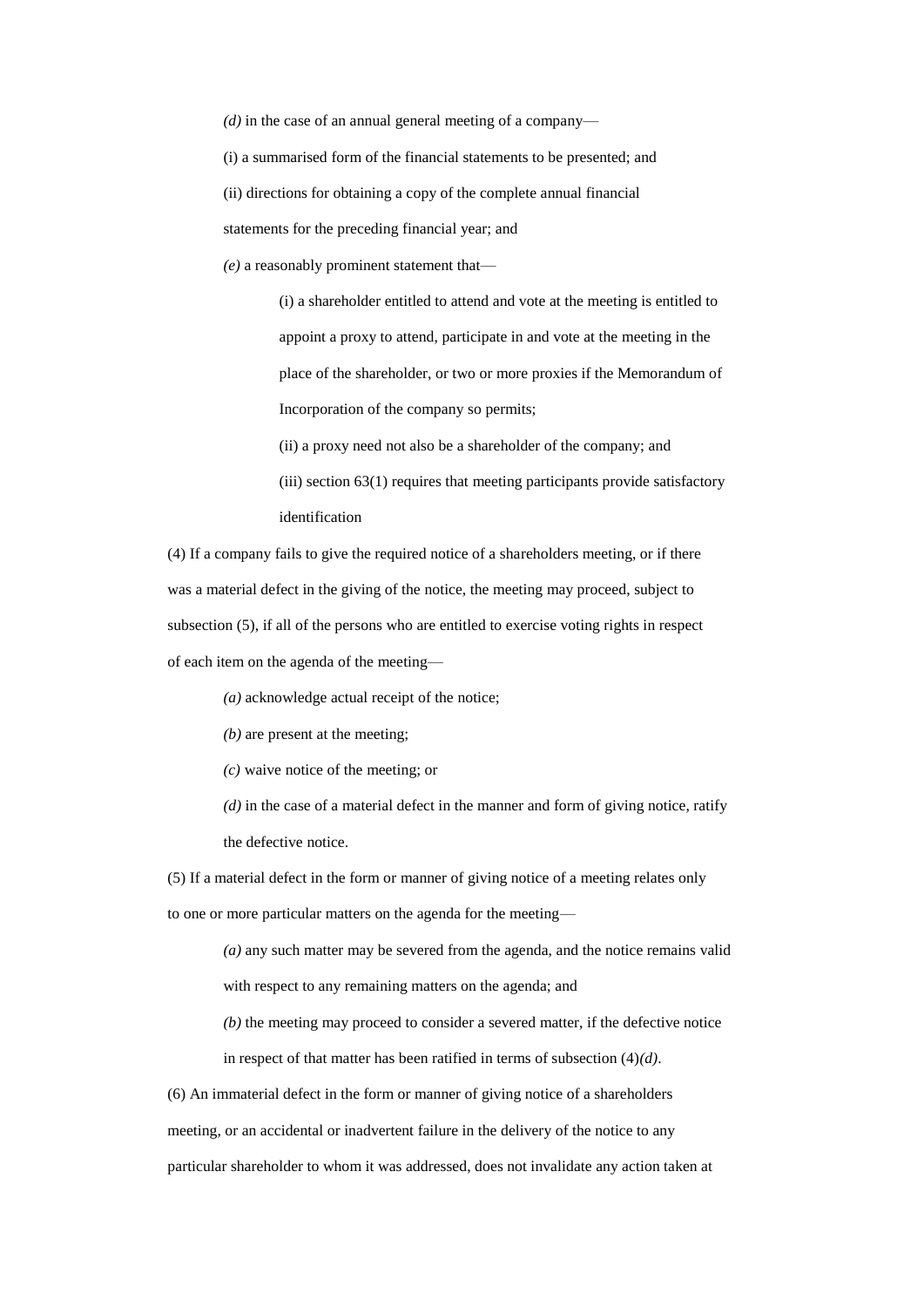*(d)* in the case of an annual general meeting of a company—

(i) a summarised form of the financial statements to be presented; and

(ii) directions for obtaining a copy of the complete annual financial statements for the preceding financial year; and

*(e)* a reasonably prominent statement that—

(i) a shareholder entitled to attend and vote at the meeting is entitled to appoint a proxy to attend, participate in and vote at the meeting in the place of the shareholder, or two or more proxies if the Memorandum of Incorporation of the company so permits;

(ii) a proxy need not also be a shareholder of the company; and

(iii) section 63(1) requires that meeting participants provide satisfactory identification

(4) If a company fails to give the required notice of a shareholders meeting, or if there was a material defect in the giving of the notice, the meeting may proceed, subject to subsection (5), if all of the persons who are entitled to exercise voting rights in respect of each item on the agenda of the meeting—

*(a)* acknowledge actual receipt of the notice;

*(b)* are present at the meeting;

*(c)* waive notice of the meeting; or

*(d)* in the case of a material defect in the manner and form of giving notice, ratify the defective notice.

(5) If a material defect in the form or manner of giving notice of a meeting relates only to one or more particular matters on the agenda for the meeting—

*(a)* any such matter may be severed from the agenda, and the notice remains valid with respect to any remaining matters on the agenda; and

*(b)* the meeting may proceed to consider a severed matter, if the defective notice in respect of that matter has been ratified in terms of subsection (4)*(d)*.

(6) An immaterial defect in the form or manner of giving notice of a shareholders meeting, or an accidental or inadvertent failure in the delivery of the notice to any particular shareholder to whom it was addressed, does not invalidate any action taken at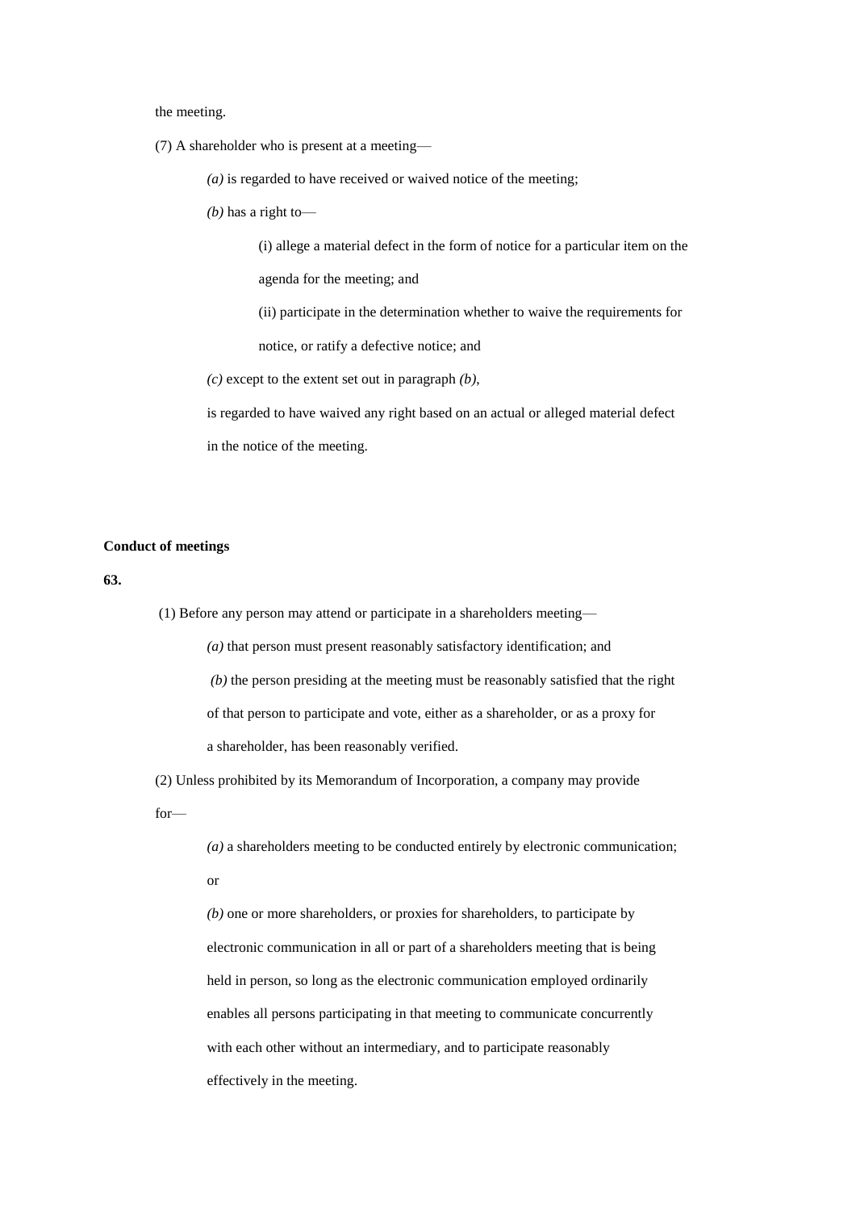the meeting.

(7) A shareholder who is present at a meeting—

*(a)* is regarded to have received or waived notice of the meeting;

*(b)* has a right to—

(i) allege a material defect in the form of notice for a particular item on the agenda for the meeting; and

(ii) participate in the determination whether to waive the requirements for notice, or ratify a defective notice; and

*(c)* except to the extent set out in paragraph *(b)*,

is regarded to have waived any right based on an actual or alleged material defect in the notice of the meeting.

**Conduct of meetings**

**63.**

(1) Before any person may attend or participate in a shareholders meeting—

*(a)* that person must present reasonably satisfactory identification; and

*(b)* the person presiding at the meeting must be reasonably satisfied that the right of that person to participate and vote, either as a shareholder, or as a proxy for a shareholder, has been reasonably verified.

(2) Unless prohibited by its Memorandum of Incorporation, a company may provide for—

*(a)* a shareholders meeting to be conducted entirely by electronic communication; or

*(b)* one or more shareholders, or proxies for shareholders, to participate by electronic communication in all or part of a shareholders meeting that is being held in person, so long as the electronic communication employed ordinarily enables all persons participating in that meeting to communicate concurrently with each other without an intermediary, and to participate reasonably effectively in the meeting.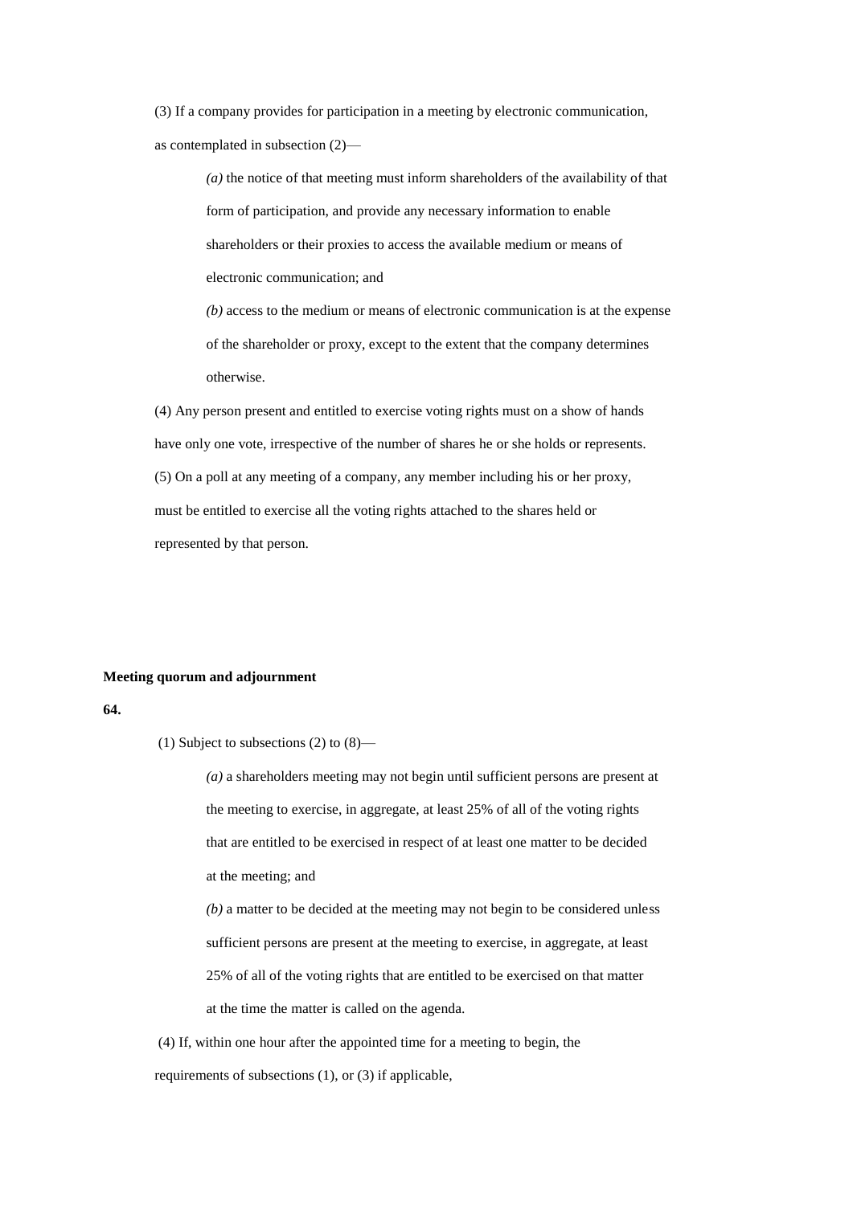(3) If a company provides for participation in a meeting by electronic communication, as contemplated in subsection (2)—

> *(a)* the notice of that meeting must inform shareholders of the availability of that form of participation, and provide any necessary information to enable shareholders or their proxies to access the available medium or means of electronic communication; and
>
> *(b)* access to the medium or means of electronic communication is at the expense of the shareholder or proxy, except to the extent that the company determines otherwise.

(4) Any person present and entitled to exercise voting rights must on a show of hands have only one vote, irrespective of the number of shares he or she holds or represents.

(5) On a poll at any meeting of a company, any member including his or her proxy, must be entitled to exercise all the voting rights attached to the shares held or represented by that person.

**Meeting quorum and adjournment**

**64.**

(1) Subject to subsections (2) to (8)—

> *(a)* a shareholders meeting may not begin until sufficient persons are present at the meeting to exercise, in aggregate, at least 25% of all of the voting rights that are entitled to be exercised in respect of at least one matter to be decided at the meeting; and
>
> *(b)* a matter to be decided at the meeting may not begin to be considered unless sufficient persons are present at the meeting to exercise, in aggregate, at least 25% of all of the voting rights that are entitled to be exercised on that matter at the time the matter is called on the agenda.

(4) If, within one hour after the appointed time for a meeting to begin, the requirements of subsections (1), or (3) if applicable,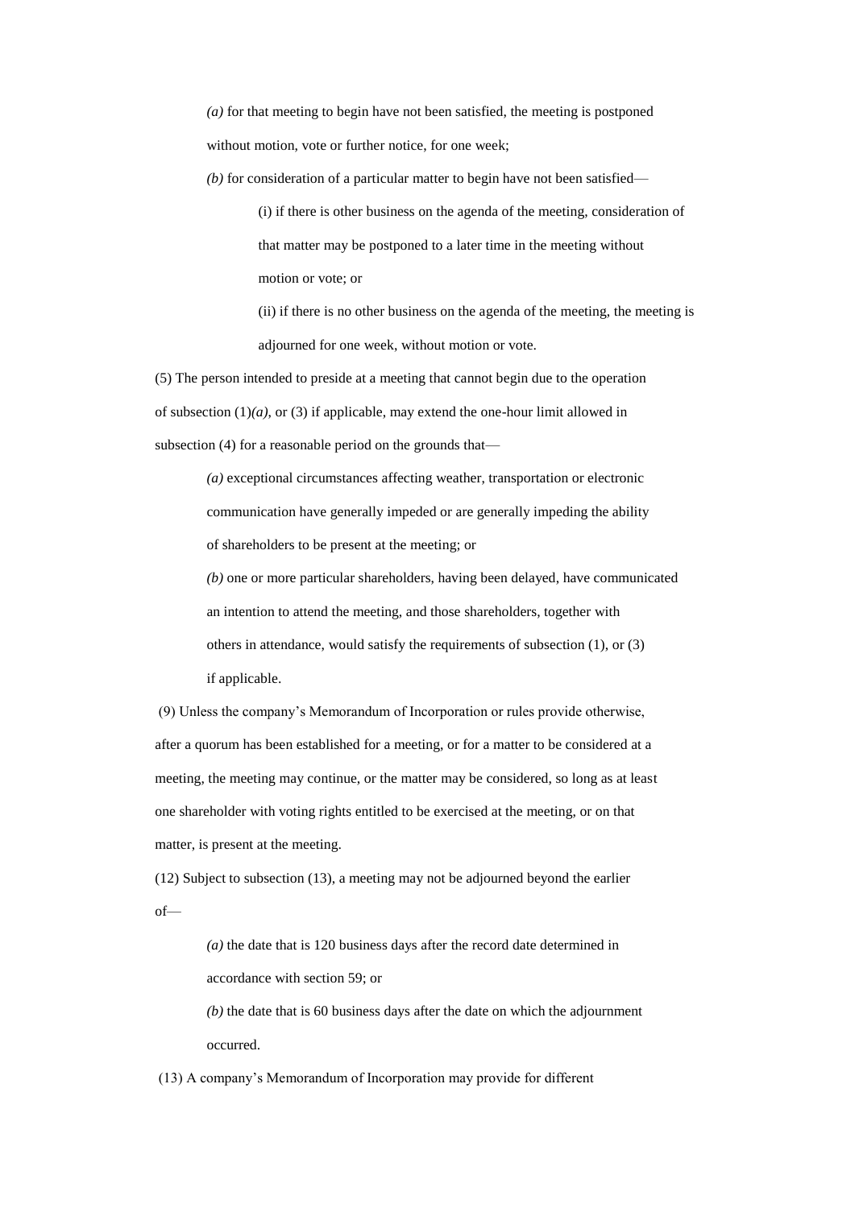*(a)* for that meeting to begin have not been satisfied, the meeting is postponed without motion, vote or further notice, for one week;

*(b)* for consideration of a particular matter to begin have not been satisfied—

(i) if there is other business on the agenda of the meeting, consideration of that matter may be postponed to a later time in the meeting without motion or vote; or

(ii) if there is no other business on the agenda of the meeting, the meeting is adjourned for one week, without motion or vote.

(5) The person intended to preside at a meeting that cannot begin due to the operation of subsection (1)*(a)*, or (3) if applicable, may extend the one-hour limit allowed in subsection (4) for a reasonable period on the grounds that—

*(a)* exceptional circumstances affecting weather, transportation or electronic communication have generally impeded or are generally impeding the ability of shareholders to be present at the meeting; or

*(b)* one or more particular shareholders, having been delayed, have communicated an intention to attend the meeting, and those shareholders, together with others in attendance, would satisfy the requirements of subsection (1), or (3) if applicable.

(9) Unless the company's Memorandum of Incorporation or rules provide otherwise, after a quorum has been established for a meeting, or for a matter to be considered at a meeting, the meeting may continue, or the matter may be considered, so long as at least one shareholder with voting rights entitled to be exercised at the meeting, or on that matter, is present at the meeting.

(12) Subject to subsection (13), a meeting may not be adjourned beyond the earlier of—

*(a)* the date that is 120 business days after the record date determined in accordance with section 59; or

*(b)* the date that is 60 business days after the date on which the adjournment occurred.

(13) A company's Memorandum of Incorporation may provide for different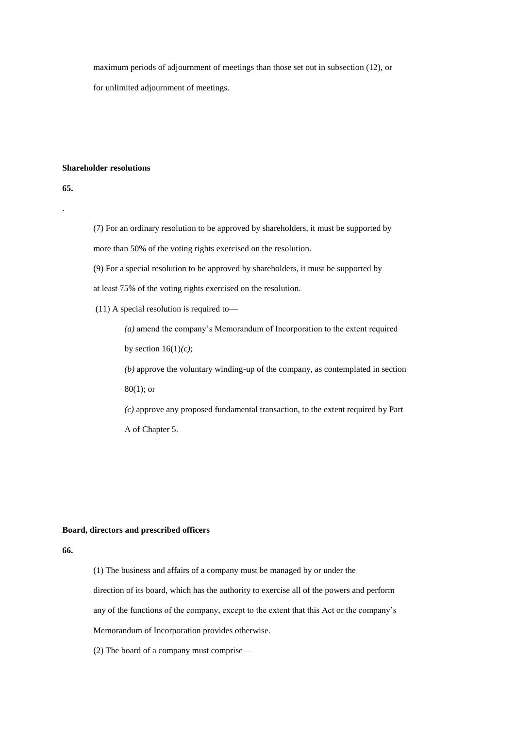maximum periods of adjournment of meetings than those set out in subsection (12), or for unlimited adjournment of meetings.

**Shareholder resolutions**

**65.**

.

(7) For an ordinary resolution to be approved by shareholders, it must be supported by more than 50% of the voting rights exercised on the resolution.

(9) For a special resolution to be approved by shareholders, it must be supported by at least 75% of the voting rights exercised on the resolution.

(11) A special resolution is required to—

*(a)* amend the company's Memorandum of Incorporation to the extent required by section 16(1)*(c)*;

*(b)* approve the voluntary winding-up of the company, as contemplated in section 80(1); or

*(c)* approve any proposed fundamental transaction, to the extent required by Part A of Chapter 5.

**Board, directors and prescribed officers**

**66.**

(1) The business and affairs of a company must be managed by or under the direction of its board, which has the authority to exercise all of the powers and perform any of the functions of the company, except to the extent that this Act or the company's Memorandum of Incorporation provides otherwise.

(2) The board of a company must comprise—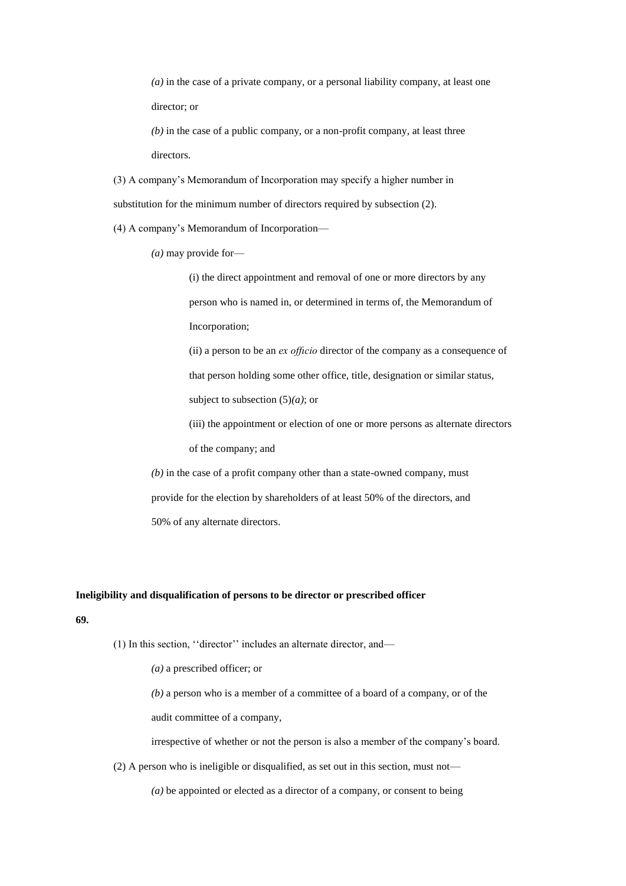*(a)* in the case of a private company, or a personal liability company, at least one director; or

*(b)* in the case of a public company, or a non-profit company, at least three directors.

(3) A company's Memorandum of Incorporation may specify a higher number in substitution for the minimum number of directors required by subsection (2).

(4) A company's Memorandum of Incorporation—

*(a)* may provide for—

(i) the direct appointment and removal of one or more directors by any person who is named in, or determined in terms of, the Memorandum of Incorporation;

(ii) a person to be an *ex officio* director of the company as a consequence of that person holding some other office, title, designation or similar status, subject to subsection (5)*(a)*; or

(iii) the appointment or election of one or more persons as alternate directors of the company; and

*(b)* in the case of a profit company other than a state-owned company, must provide for the election by shareholders of at least 50% of the directors, and 50% of any alternate directors.

**Ineligibility and disqualification of persons to be director or prescribed officer**

**69.**

(1) In this section, ''director'' includes an alternate director, and—

*(a)* a prescribed officer; or

*(b)* a person who is a member of a committee of a board of a company, or of the audit committee of a company,

irrespective of whether or not the person is also a member of the company's board.

(2) A person who is ineligible or disqualified, as set out in this section, must not—

*(a)* be appointed or elected as a director of a company, or consent to being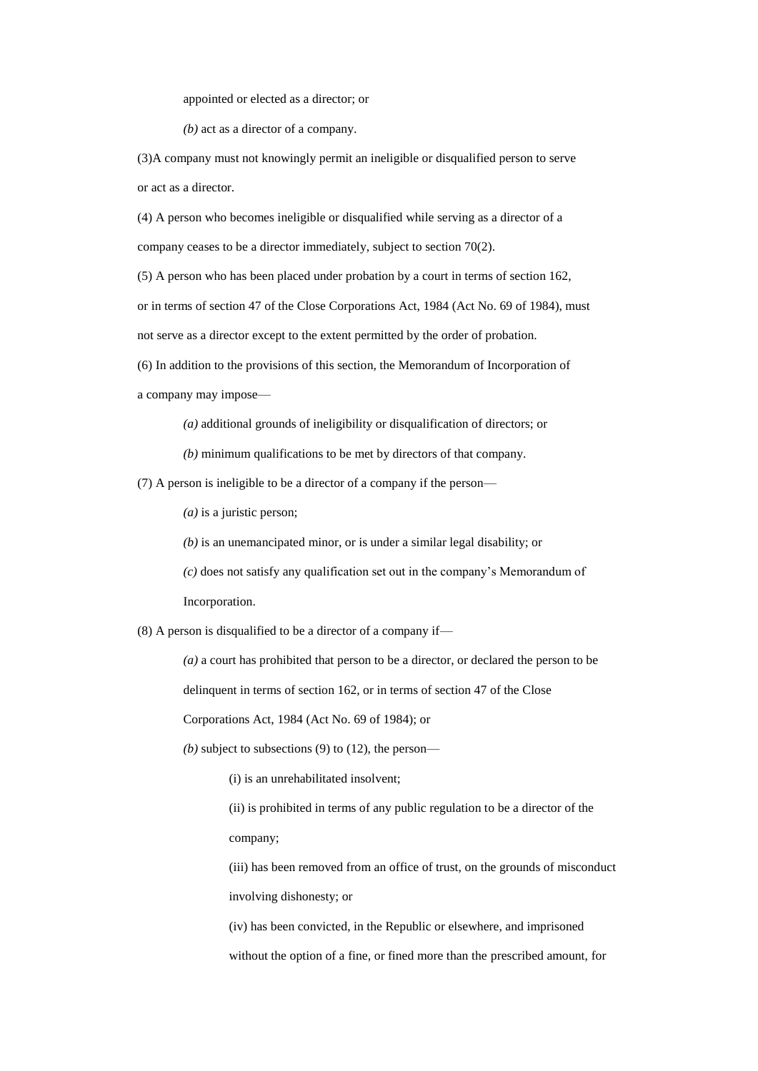appointed or elected as a director; or

*(b)* act as a director of a company.

(3)A company must not knowingly permit an ineligible or disqualified person to serve or act as a director.

(4) A person who becomes ineligible or disqualified while serving as a director of a company ceases to be a director immediately, subject to section 70(2).

(5) A person who has been placed under probation by a court in terms of section 162, or in terms of section 47 of the Close Corporations Act, 1984 (Act No. 69 of 1984), must not serve as a director except to the extent permitted by the order of probation.

(6) In addition to the provisions of this section, the Memorandum of Incorporation of a company may impose—

*(a)* additional grounds of ineligibility or disqualification of directors; or

*(b)* minimum qualifications to be met by directors of that company.

(7) A person is ineligible to be a director of a company if the person—

*(a)* is a juristic person;

*(b)* is an unemancipated minor, or is under a similar legal disability; or

*(c)* does not satisfy any qualification set out in the company's Memorandum of Incorporation.

(8) A person is disqualified to be a director of a company if—

*(a)* a court has prohibited that person to be a director, or declared the person to be delinquent in terms of section 162, or in terms of section 47 of the Close Corporations Act, 1984 (Act No. 69 of 1984); or

*(b)* subject to subsections (9) to (12), the person—

(i) is an unrehabilitated insolvent;

(ii) is prohibited in terms of any public regulation to be a director of the company;

(iii) has been removed from an office of trust, on the grounds of misconduct involving dishonesty; or

(iv) has been convicted, in the Republic or elsewhere, and imprisoned without the option of a fine, or fined more than the prescribed amount, for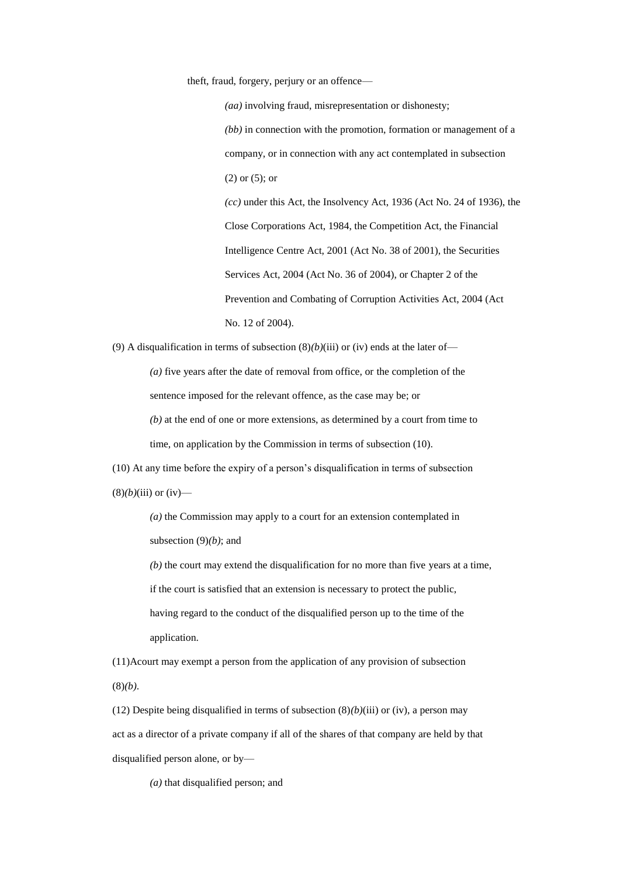theft, fraud, forgery, perjury or an offence—

*(aa)* involving fraud, misrepresentation or dishonesty;

*(bb)* in connection with the promotion, formation or management of a company, or in connection with any act contemplated in subsection (2) or (5); or

*(cc)* under this Act, the Insolvency Act, 1936 (Act No. 24 of 1936), the Close Corporations Act, 1984, the Competition Act, the Financial Intelligence Centre Act, 2001 (Act No. 38 of 2001), the Securities Services Act, 2004 (Act No. 36 of 2004), or Chapter 2 of the Prevention and Combating of Corruption Activities Act, 2004 (Act No. 12 of 2004).

(9) A disqualification in terms of subsection (8)*(b)*(iii) or (iv) ends at the later of—

*(a)* five years after the date of removal from office, or the completion of the sentence imposed for the relevant offence, as the case may be; or

*(b)* at the end of one or more extensions, as determined by a court from time to time, on application by the Commission in terms of subsection (10).

(10) At any time before the expiry of a person's disqualification in terms of subsection (8)*(b)*(iii) or (iv)—

*(a)* the Commission may apply to a court for an extension contemplated in subsection (9)*(b)*; and

*(b)* the court may extend the disqualification for no more than five years at a time, if the court is satisfied that an extension is necessary to protect the public, having regard to the conduct of the disqualified person up to the time of the application.

(11)Acourt may exempt a person from the application of any provision of subsection (8)*(b)*.

(12) Despite being disqualified in terms of subsection (8)*(b)*(iii) or (iv), a person may act as a director of a private company if all of the shares of that company are held by that disqualified person alone, or by—

*(a)* that disqualified person; and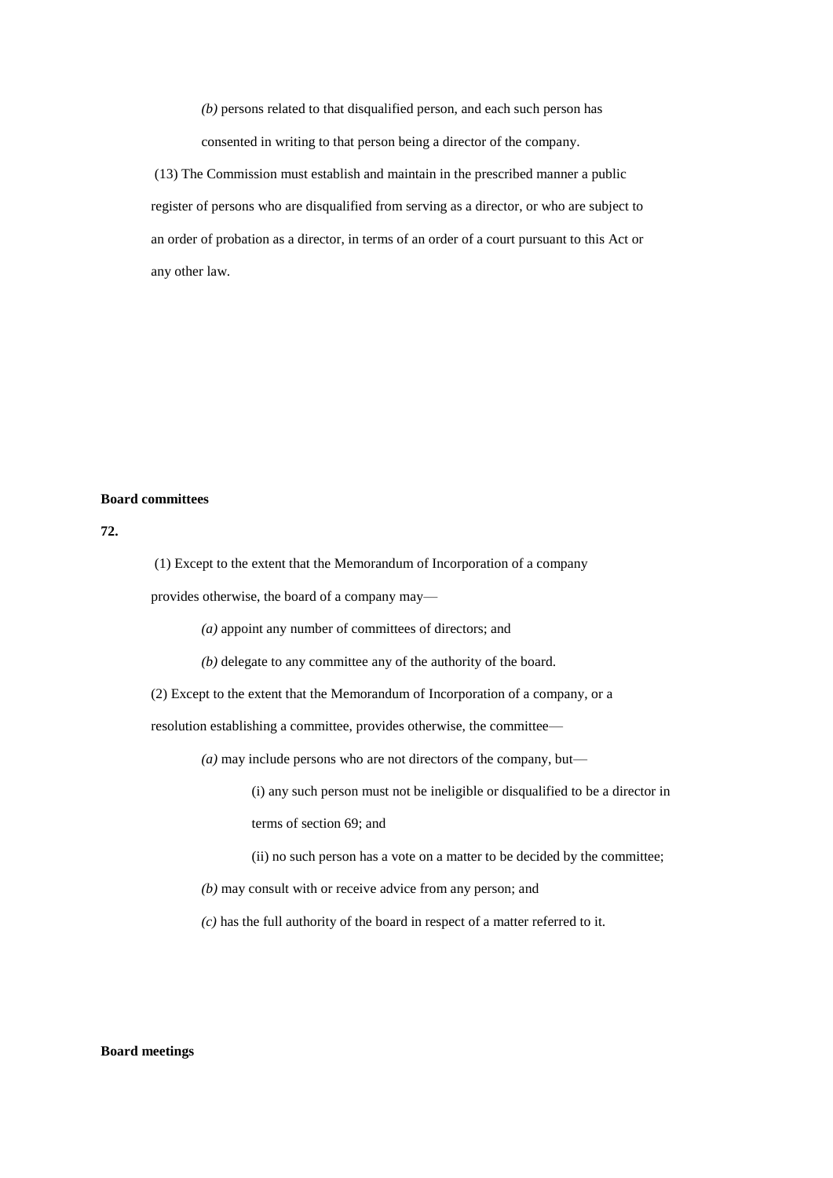*(b)* persons related to that disqualified person, and each such person has consented in writing to that person being a director of the company.

(13) The Commission must establish and maintain in the prescribed manner a public register of persons who are disqualified from serving as a director, or who are subject to an order of probation as a director, in terms of an order of a court pursuant to this Act or any other law.

**Board committees**

**72.**

(1) Except to the extent that the Memorandum of Incorporation of a company provides otherwise, the board of a company may—

*(a)* appoint any number of committees of directors; and

*(b)* delegate to any committee any of the authority of the board.

(2) Except to the extent that the Memorandum of Incorporation of a company, or a resolution establishing a committee, provides otherwise, the committee—

*(a)* may include persons who are not directors of the company, but—

(i) any such person must not be ineligible or disqualified to be a director in terms of section 69; and

(ii) no such person has a vote on a matter to be decided by the committee;

*(b)* may consult with or receive advice from any person; and

*(c)* has the full authority of the board in respect of a matter referred to it.

**Board meetings**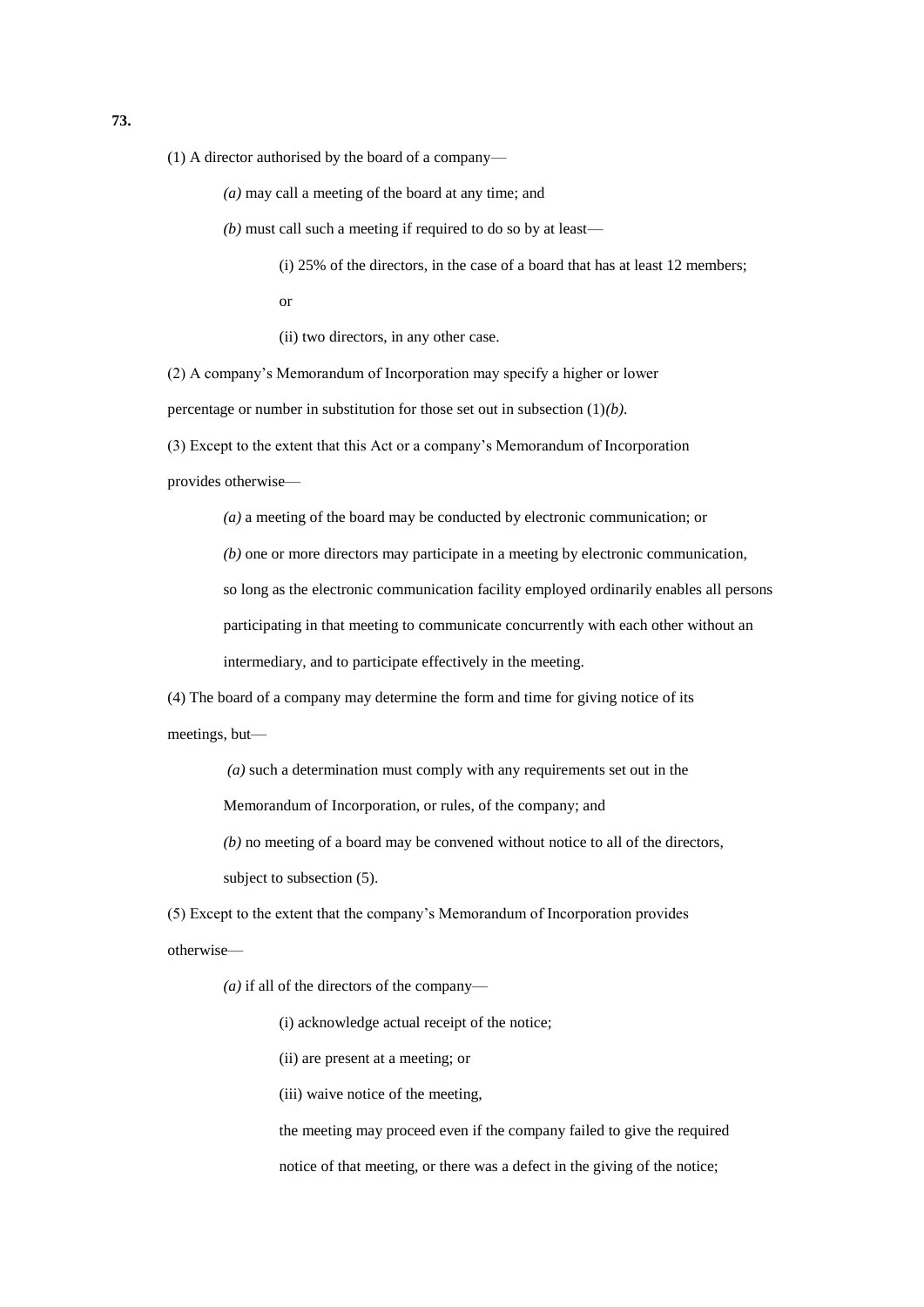**73.**

(1) A director authorised by the board of a company—

*(a)* may call a meeting of the board at any time; and

*(b)* must call such a meeting if required to do so by at least—

(i) 25% of the directors, in the case of a board that has at least 12 members;

or

(ii) two directors, in any other case.

(2) A company's Memorandum of Incorporation may specify a higher or lower percentage or number in substitution for those set out in subsection (1)*(b)*.

(3) Except to the extent that this Act or a company's Memorandum of Incorporation provides otherwise—

*(a)* a meeting of the board may be conducted by electronic communication; or

*(b)* one or more directors may participate in a meeting by electronic communication,

so long as the electronic communication facility employed ordinarily enables all persons participating in that meeting to communicate concurrently with each other without an intermediary, and to participate effectively in the meeting.

(4) The board of a company may determine the form and time for giving notice of its meetings, but—

*(a)* such a determination must comply with any requirements set out in the Memorandum of Incorporation, or rules, of the company; and

*(b)* no meeting of a board may be convened without notice to all of the directors, subject to subsection (5).

(5) Except to the extent that the company's Memorandum of Incorporation provides otherwise—

*(a)* if all of the directors of the company—

(i) acknowledge actual receipt of the notice;

(ii) are present at a meeting; or

(iii) waive notice of the meeting,

the meeting may proceed even if the company failed to give the required notice of that meeting, or there was a defect in the giving of the notice;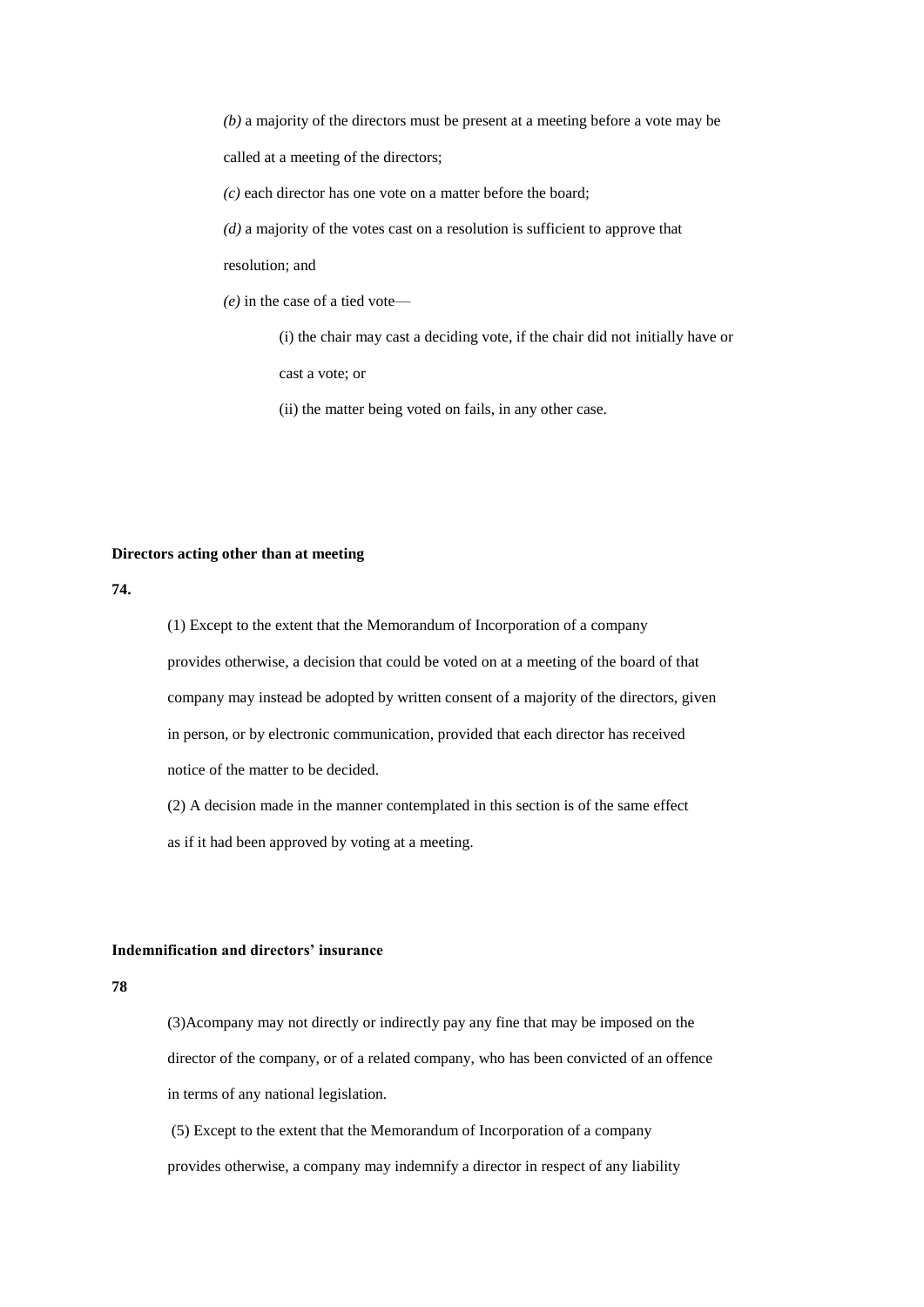*(b)* a majority of the directors must be present at a meeting before a vote may be called at a meeting of the directors;

*(c)* each director has one vote on a matter before the board;

*(d)* a majority of the votes cast on a resolution is sufficient to approve that resolution; and

*(e)* in the case of a tied vote—

(i) the chair may cast a deciding vote, if the chair did not initially have or cast a vote; or

(ii) the matter being voted on fails, in any other case.

**Directors acting other than at meeting**

**74.**

(1) Except to the extent that the Memorandum of Incorporation of a company provides otherwise, a decision that could be voted on at a meeting of the board of that company may instead be adopted by written consent of a majority of the directors, given in person, or by electronic communication, provided that each director has received notice of the matter to be decided.

(2) A decision made in the manner contemplated in this section is of the same effect as if it had been approved by voting at a meeting.

**Indemnification and directors' insurance**

**78**

(3)Acompany may not directly or indirectly pay any fine that may be imposed on the director of the company, or of a related company, who has been convicted of an offence in terms of any national legislation.

(5) Except to the extent that the Memorandum of Incorporation of a company provides otherwise, a company may indemnify a director in respect of any liability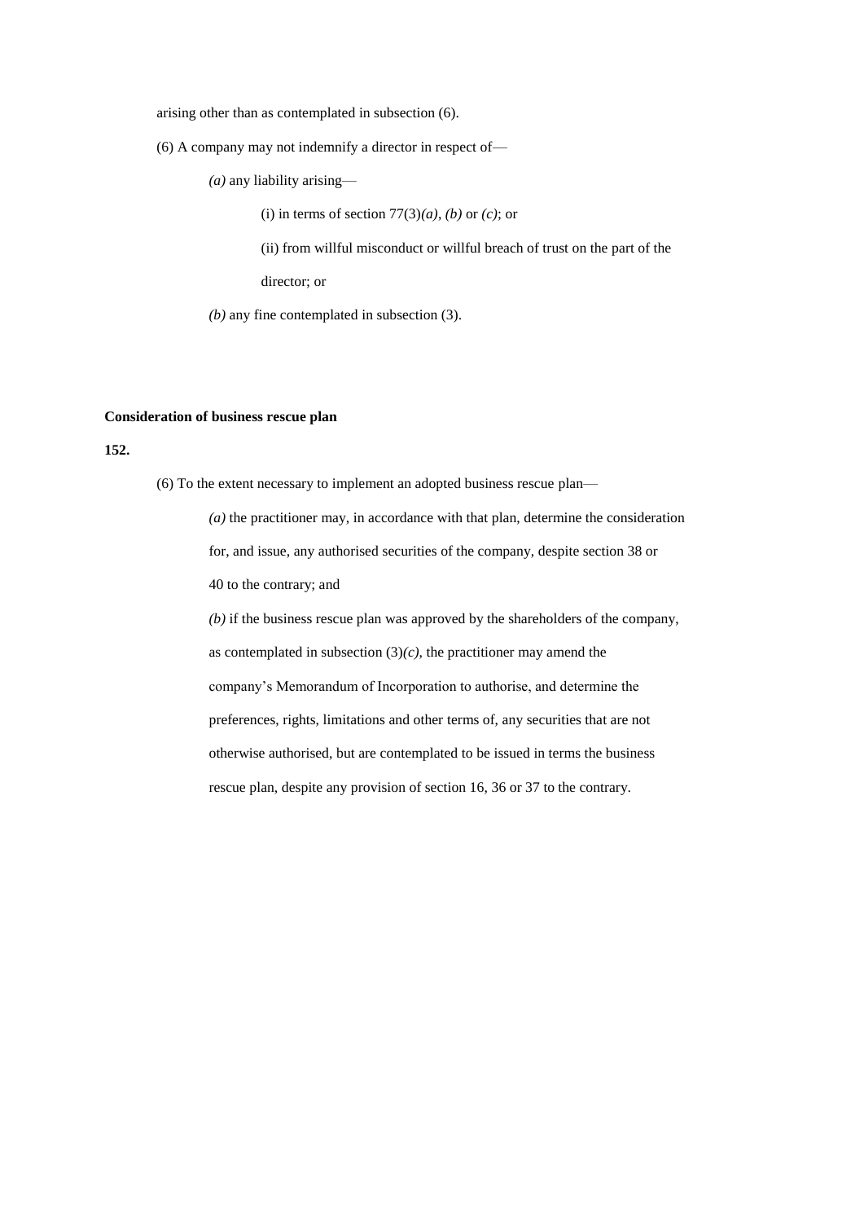arising other than as contemplated in subsection (6).

(6) A company may not indemnify a director in respect of—

*(a)* any liability arising—

(i) in terms of section 77(3)*(a)*, *(b)* or *(c)*; or

(ii) from willful misconduct or willful breach of trust on the part of the director; or

*(b)* any fine contemplated in subsection (3).

**Consideration of business rescue plan**

**152.**

(6) To the extent necessary to implement an adopted business rescue plan—

*(a)* the practitioner may, in accordance with that plan, determine the consideration for, and issue, any authorised securities of the company, despite section 38 or 40 to the contrary; and

*(b)* if the business rescue plan was approved by the shareholders of the company, as contemplated in subsection (3)*(c)*, the practitioner may amend the company's Memorandum of Incorporation to authorise, and determine the preferences, rights, limitations and other terms of, any securities that are not otherwise authorised, but are contemplated to be issued in terms the business rescue plan, despite any provision of section 16, 36 or 37 to the contrary.